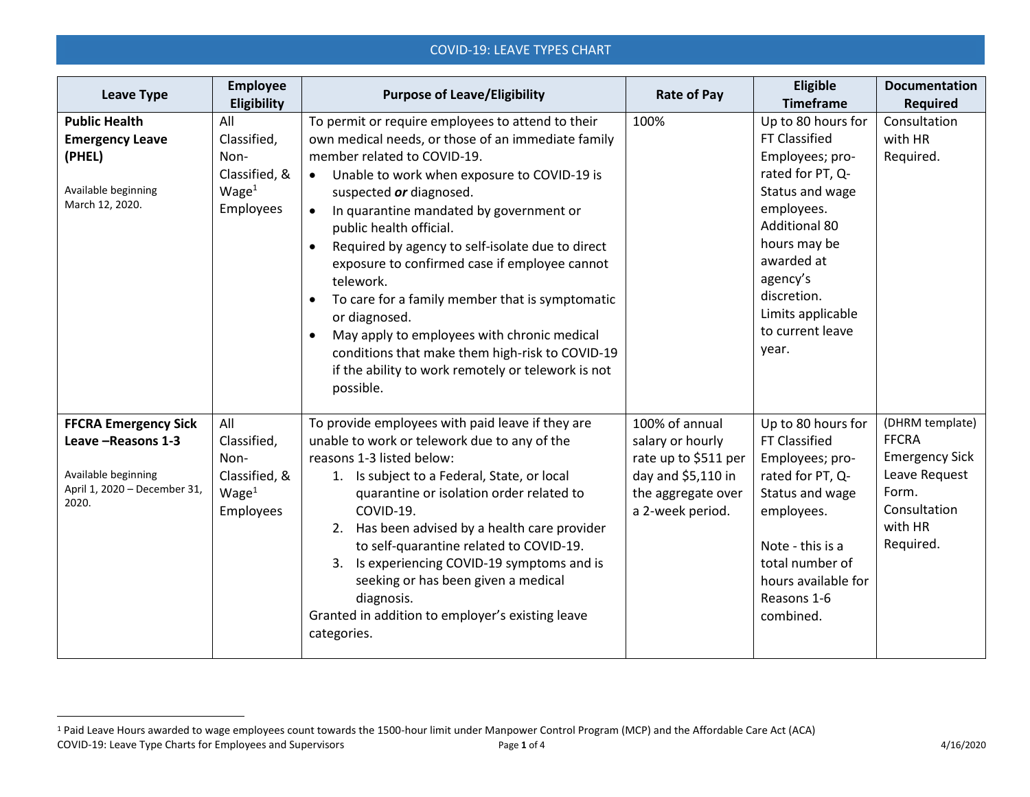## COVID-19: LEAVE TYPES CHART

| Leave Type | Employee Eligibility | Purpose of Leave/Eligibility | Rate of Pay | Eligible Timeframe | Documentation Required |
|---|---|---|---|---|---|
| **Public Health Emergency Leave (PHEL)**<br><br>Available beginning March 12, 2020. | All Classified, Non-Classified, & Wage[1] Employees | To permit or require employees to attend to their own medical needs, or those of an immediate family member related to COVID-19.<br>• Unable to work when exposure to COVID-19 is suspected ***or*** diagnosed.<br>• In quarantine mandated by government or public health official.<br>• Required by agency to self-isolate due to direct exposure to confirmed case if employee cannot telework.<br>• To care for a family member that is symptomatic or diagnosed.<br>• May apply to employees with chronic medical conditions that make them high-risk to COVID-19 if the ability to work remotely or telework is not possible. | 100% | Up to 80 hours for FT Classified Employees; pro-rated for PT, Q-Status and wage employees. Additional 80 hours may be awarded at agency's discretion. Limits applicable to current leave year. | Consultation with HR Required. |
| **FFCRA Emergency Sick Leave –Reasons 1-3**<br><br>Available beginning April 1, 2020 – December 31, 2020. | All Classified, Non-Classified, & Wage[1] Employees | To provide employees with paid leave if they are unable to work or telework due to any of the reasons 1-3 listed below:<br>1. Is subject to a Federal, State, or local quarantine or isolation order related to COVID-19.<br>2. Has been advised by a health care provider to self-quarantine related to COVID-19.<br>3. Is experiencing COVID-19 symptoms and is seeking or has been given a medical diagnosis.<br>Granted in addition to employer's existing leave categories. | 100% of annual salary or hourly rate up to $511 per day and $5,110 in the aggregate over a 2-week period. | Up to 80 hours for FT Classified Employees; pro-rated for PT, Q-Status and wage employees.<br><br>Note - this is a total number of hours available for Reasons 1-6 combined. | (DHRM template) FFCRA Emergency Sick Leave Request Form. Consultation with HR Required. |

[1] Paid Leave Hours awarded to wage employees count towards the 1500-hour limit under Manpower Control Program (MCP) and the Affordable Care Act (ACA)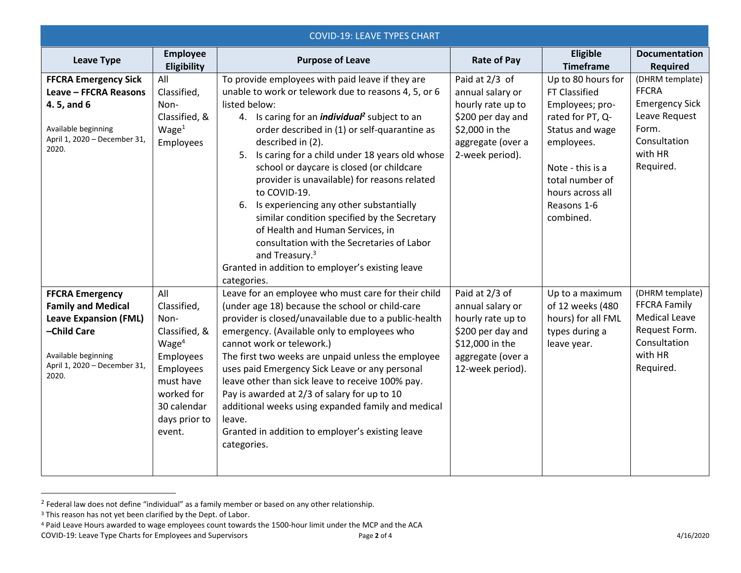| COVID-19: LEAVE TYPES CHART | | | | | |
|---|---|---|---|---|---|
| **Leave Type** | **Employee Eligibility** | **Purpose of Leave** | **Rate of Pay** | **Eligible Timeframe** | **Documentation Required** |
| **FFCRA Emergency Sick Leave – FFCRA Reasons 4. 5, and 6**<br><br>Available beginning April 1, 2020 – December 31, 2020. | All Classified, Non-Classified, & Wage[1] Employees | To provide employees with paid leave if they are unable to work or telework due to reasons 4, 5, or 6 listed below:<br>4. Is caring for an ***individual***[2] subject to an order described in (1) or self-quarantine as described in (2).<br>5. Is caring for a child under 18 years old whose school or daycare is closed (or childcare provider is unavailable) for reasons related to COVID-19.<br>6. Is experiencing any other substantially similar condition specified by the Secretary of Health and Human Services, in consultation with the Secretaries of Labor and Treasury.[3]<br>Granted in addition to employer's existing leave categories. | Paid at 2/3 of annual salary or hourly rate up to \$200 per day and \$2,000 in the aggregate (over a 2-week period). | Up to 80 hours for FT Classified Employees; pro-rated for PT, Q-Status and wage employees.<br><br>Note - this is a total number of hours across all Reasons 1-6 combined. | (DHRM template) FFCRA Emergency Sick Leave Request Form. Consultation with HR Required. |
| **FFCRA Emergency Family and Medical Leave Expansion (FML) –Child Care**<br><br>Available beginning April 1, 2020 – December 31, 2020. | All Classified, Non-Classified, & Wage[4] Employees Employees must have worked for 30 calendar days prior to event. | Leave for an employee who must care for their child (under age 18) because the school or child-care provider is closed/unavailable due to a public-health emergency. (Available only to employees who cannot work or telework.)<br>The first two weeks are unpaid unless the employee uses paid Emergency Sick Leave or any personal leave other than sick leave to receive 100% pay.<br>Pay is awarded at 2/3 of salary for up to 10 additional weeks using expanded family and medical leave.<br>Granted in addition to employer's existing leave categories. | Paid at 2/3 of annual salary or hourly rate up to \$200 per day and \$12,000 in the aggregate (over a 12-week period). | Up to a maximum of 12 weeks (480 hours) for all FML types during a leave year. | (DHRM template) FFCRA Family Medical Leave Request Form. Consultation with HR Required. |

[2] Federal law does not define "individual" as a family member or based on any other relationship.

[3] This reason has not yet been clarified by the Dept. of Labor.

[4] Paid Leave Hours awarded to wage employees count towards the 1500-hour limit under the MCP and the ACA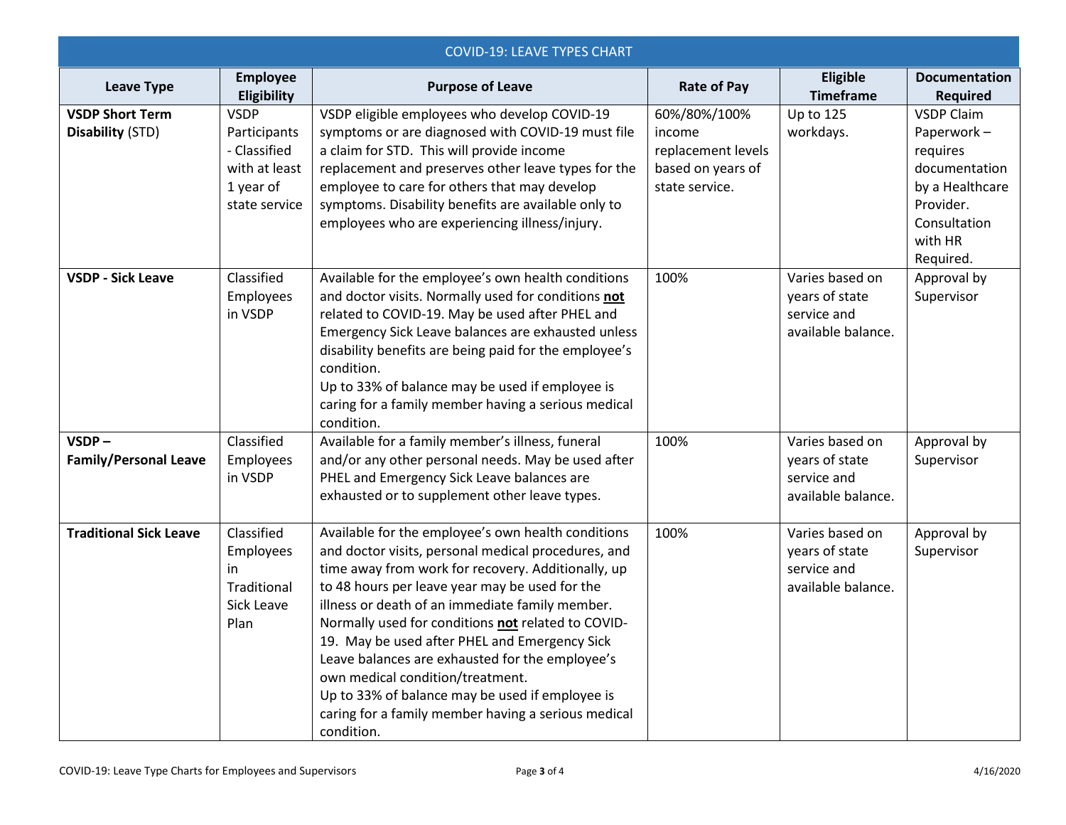| COVID-19: LEAVE TYPES CHART | | | | | |
|---|---|---|---|---|---|
| **Leave Type** | **Employee Eligibility** | **Purpose of Leave** | **Rate of Pay** | **Eligible Timeframe** | **Documentation Required** |
| **VSDP Short Term Disability** (STD) | VSDP Participants - Classified with at least 1 year of state service | VSDP eligible employees who develop COVID-19 symptoms or are diagnosed with COVID-19 must file a claim for STD. This will provide income replacement and preserves other leave types for the employee to care for others that may develop symptoms. Disability benefits are available only to employees who are experiencing illness/injury. | 60%/80%/100% income replacement levels based on years of state service. | Up to 125 workdays. | VSDP Claim Paperwork – requires documentation by a Healthcare Provider. Consultation with HR Required. |
| **VSDP - Sick Leave** | Classified Employees in VSDP | Available for the employee's own health conditions and doctor visits. Normally used for conditions **not** related to COVID-19. May be used after PHEL and Emergency Sick Leave balances are exhausted unless disability benefits are being paid for the employee's condition.<br>Up to 33% of balance may be used if employee is caring for a family member having a serious medical condition. | 100% | Varies based on years of state service and available balance. | Approval by Supervisor |
| **VSDP – Family/Personal Leave** | Classified Employees in VSDP | Available for a family member's illness, funeral and/or any other personal needs. May be used after PHEL and Emergency Sick Leave balances are exhausted or to supplement other leave types. | 100% | Varies based on years of state service and available balance. | Approval by Supervisor |
| **Traditional Sick Leave** | Classified Employees in Traditional Sick Leave Plan | Available for the employee's own health conditions and doctor visits, personal medical procedures, and time away from work for recovery. Additionally, up to 48 hours per leave year may be used for the illness or death of an immediate family member. Normally used for conditions **not** related to COVID-19. May be used after PHEL and Emergency Sick Leave balances are exhausted for the employee's own medical condition/treatment.<br>Up to 33% of balance may be used if employee is caring for a family member having a serious medical condition. | 100% | Varies based on years of state service and available balance. | Approval by Supervisor |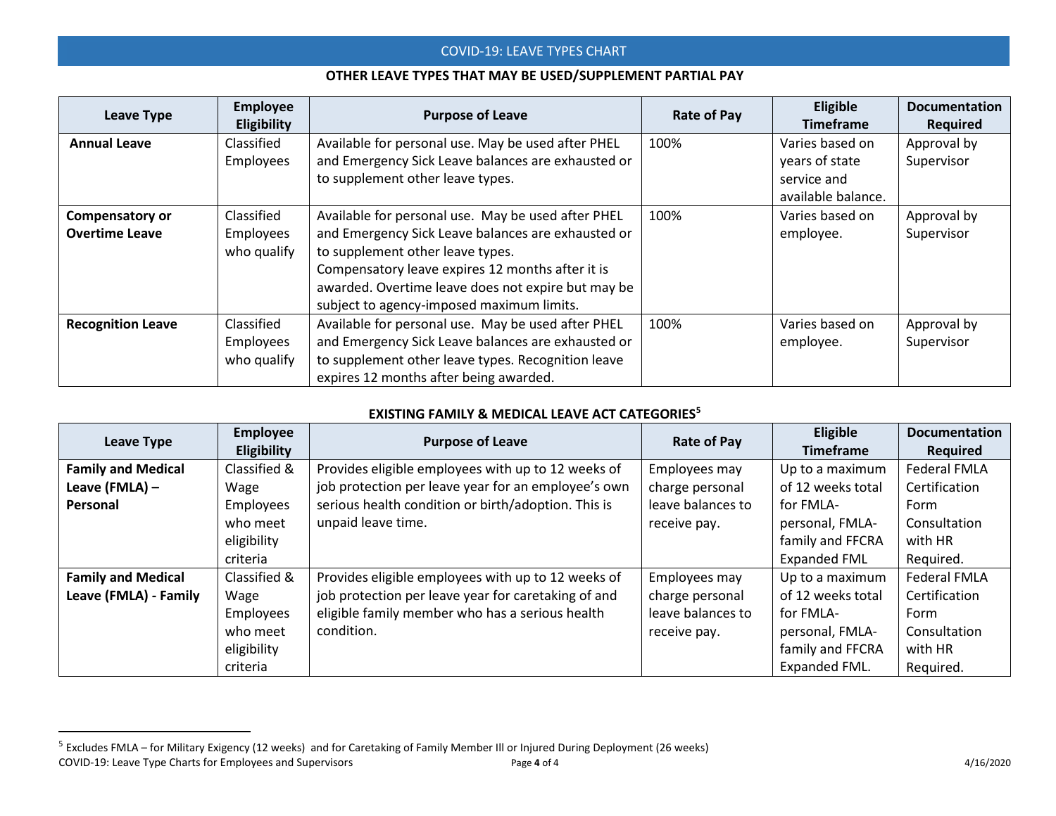# COVID-19: LEAVE TYPES CHART

## OTHER LEAVE TYPES THAT MAY BE USED/SUPPLEMENT PARTIAL PAY

| Leave Type | Employee Eligibility | Purpose of Leave | Rate of Pay | Eligible Timeframe | Documentation Required |
|---|---|---|---|---|---|
| **Annual Leave** | Classified Employees | Available for personal use. May be used after PHEL and Emergency Sick Leave balances are exhausted or to supplement other leave types. | 100% | Varies based on years of state service and available balance. | Approval by Supervisor |
| **Compensatory or Overtime Leave** | Classified Employees who qualify | Available for personal use. May be used after PHEL and Emergency Sick Leave balances are exhausted or to supplement other leave types. Compensatory leave expires 12 months after it is awarded. Overtime leave does not expire but may be subject to agency-imposed maximum limits. | 100% | Varies based on employee. | Approval by Supervisor |
| **Recognition Leave** | Classified Employees who qualify | Available for personal use. May be used after PHEL and Emergency Sick Leave balances are exhausted or to supplement other leave types. Recognition leave expires 12 months after being awarded. | 100% | Varies based on employee. | Approval by Supervisor |

## EXISTING FAMILY & MEDICAL LEAVE ACT CATEGORIES[5]

| Leave Type | Employee Eligibility | Purpose of Leave | Rate of Pay | Eligible Timeframe | Documentation Required |
|---|---|---|---|---|---|
| **Family and Medical Leave (FMLA) – Personal** | Classified & Wage Employees who meet eligibility criteria | Provides eligible employees with up to 12 weeks of job protection per leave year for an employee's own serious health condition or birth/adoption. This is unpaid leave time. | Employees may charge personal leave balances to receive pay. | Up to a maximum of 12 weeks total for FMLA-personal, FMLA-family and FFCRA Expanded FML | Federal FMLA Certification Form Consultation with HR Required. |
| **Family and Medical Leave (FMLA) - Family** | Classified & Wage Employees who meet eligibility criteria | Provides eligible employees with up to 12 weeks of job protection per leave year for caretaking of and eligible family member who has a serious health condition. | Employees may charge personal leave balances to receive pay. | Up to a maximum of 12 weeks total for FMLA-personal, FMLA-family and FFCRA Expanded FML. | Federal FMLA Certification Form Consultation with HR Required. |

[5] Excludes FMLA – for Military Exigency (12 weeks) and for Caretaking of Family Member Ill or Injured During Deployment (26 weeks)